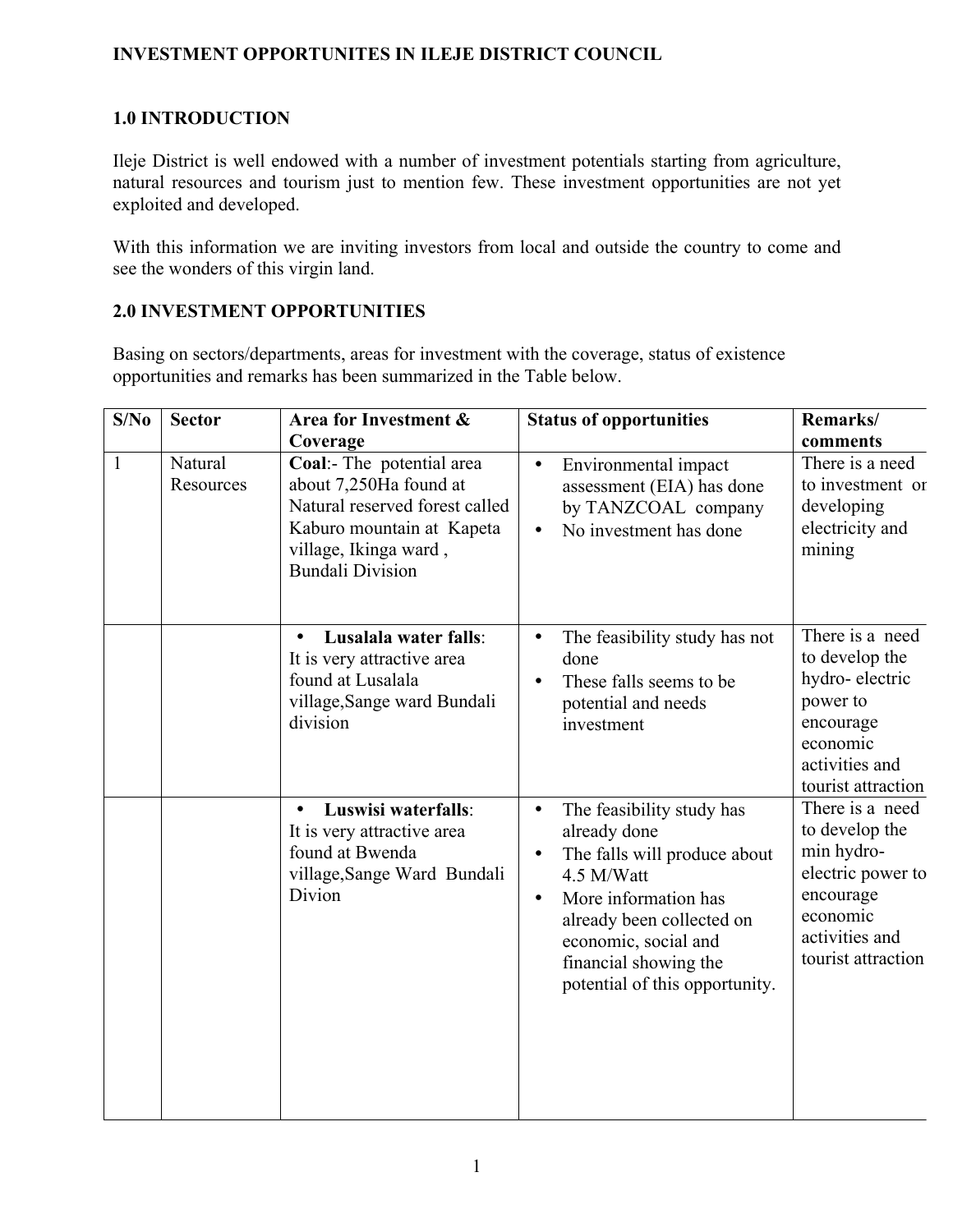**INVESTMENT OPPORTUNITES IN ILEJE DISTRICT COUNCIL**

## 1.0 INTRODUCTION

Ileje District is well endowed with a number of investment potentials starting from agriculture, natural resources and tourism just to mention few. These investment opportunities are not yet exploited and developed.

With this information we are inviting investors from local and outside the country to come and see the wonders of this virgin land.

## 2.0 INVESTMENT OPPORTUNITIES

Basing on sectors/departments, areas for investment with the coverage, status of existence opportunities and remarks has been summarized in the Table below.

| S/No | Sector | Area for Investment & Coverage | Status of opportunities | Remarks/ comments |
|---|---|---|---|---|
| 1 | Natural Resources | **Coal**:- The potential area about 7,250Ha found at Natural reserved forest called Kaburo mountain at Kapeta village, Ikinga ward , Bundali Division | • Environmental impact assessment (EIA) has done by TANZCOAL company<br>• No investment has done | There is a need to investment or developing electricity and mining |
| | | • **Lusalala water falls**: It is very attractive area found at Lusalala village,Sange ward Bundali division | • The feasibility study has not done<br>• These falls seems to be potential and needs investment | There is a need to develop the hydro- electric power to encourage economic activities and tourist attraction |
| | | • **Luswisi waterfalls**: It is very attractive area found at Bwenda village,Sange Ward Bundali Divion | • The feasibility study has already done<br>• The falls will produce about 4.5 M/Watt<br>• More information has already been collected on economic, social and financial showing the potential of this opportunity. | There is a need to develop the min hydro- electric power to encourage economic activities and tourist attraction |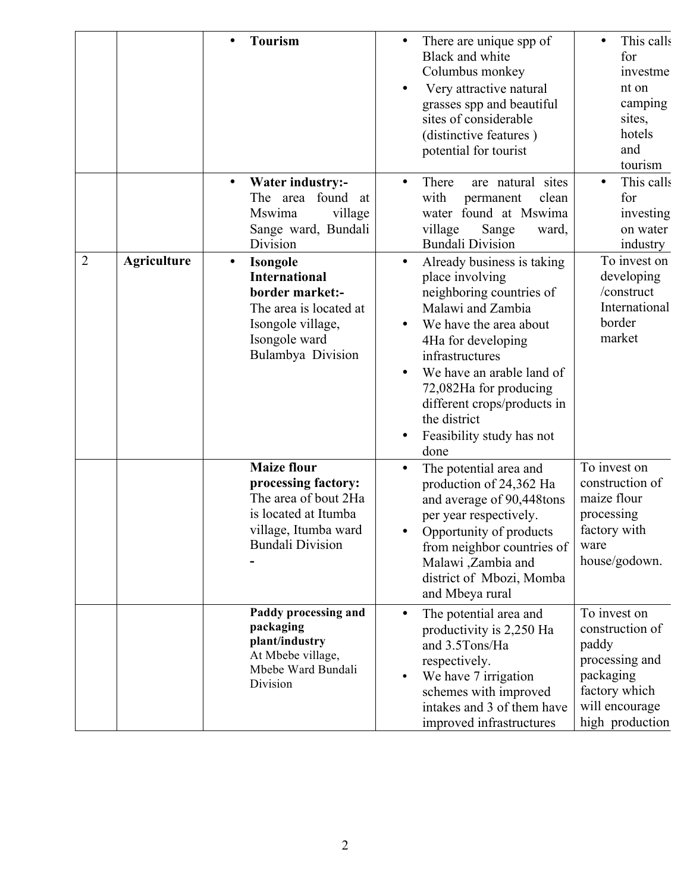| | | | | |
|---|---|---|---|---|
| | | • **Tourism** | • There are unique spp of Black and white Columbus monkey<br>• Very attractive natural grasses spp and beautiful sites of considerable (distinctive features ) potential for tourist | • This calls for investment on camping sites, hotels and tourism |
| | | • **Water industry:-** The area found at Mswima village Sange ward, Bundali Division | • There are natural sites with permanent clean water found at Mswima village Sange ward, Bundali Division | • This calls for investing on water industry |
| 2 | **Agriculture** | • **Isongole International border market:-** The area is located at Isongole village, Isongole ward Bulambya Division | • Already business is taking place involving neighboring countries of Malawi and Zambia<br>• We have the area about 4Ha for developing infrastructures<br>• We have an arable land of 72,082Ha for producing different crops/products in the district<br>• Feasibility study has not done | To invest on developing /construct International border market |
| | | **Maize flour processing factory:** The area of bout 2Ha is located at Itumba village, Itumba ward Bundali Division<br>- | • The potential area and production of 24,362 Ha and average of 90,448tons per year respectively.<br>• Opportunity of products from neighbor countries of Malawi ,Zambia and district of Mbozi, Momba and Mbeya rural | To invest on construction of maize flour processing factory with ware house/godown. |
| | | **Paddy processing and packaging plant/industry** At Mbebe village, Mbebe Ward Bundali Division | • The potential area and productivity is 2,250 Ha and 3.5Tons/Ha respectively.<br>• We have 7 irrigation schemes with improved intakes and 3 of them have improved infrastructures | To invest on construction of paddy processing and packaging factory which will encourage high production |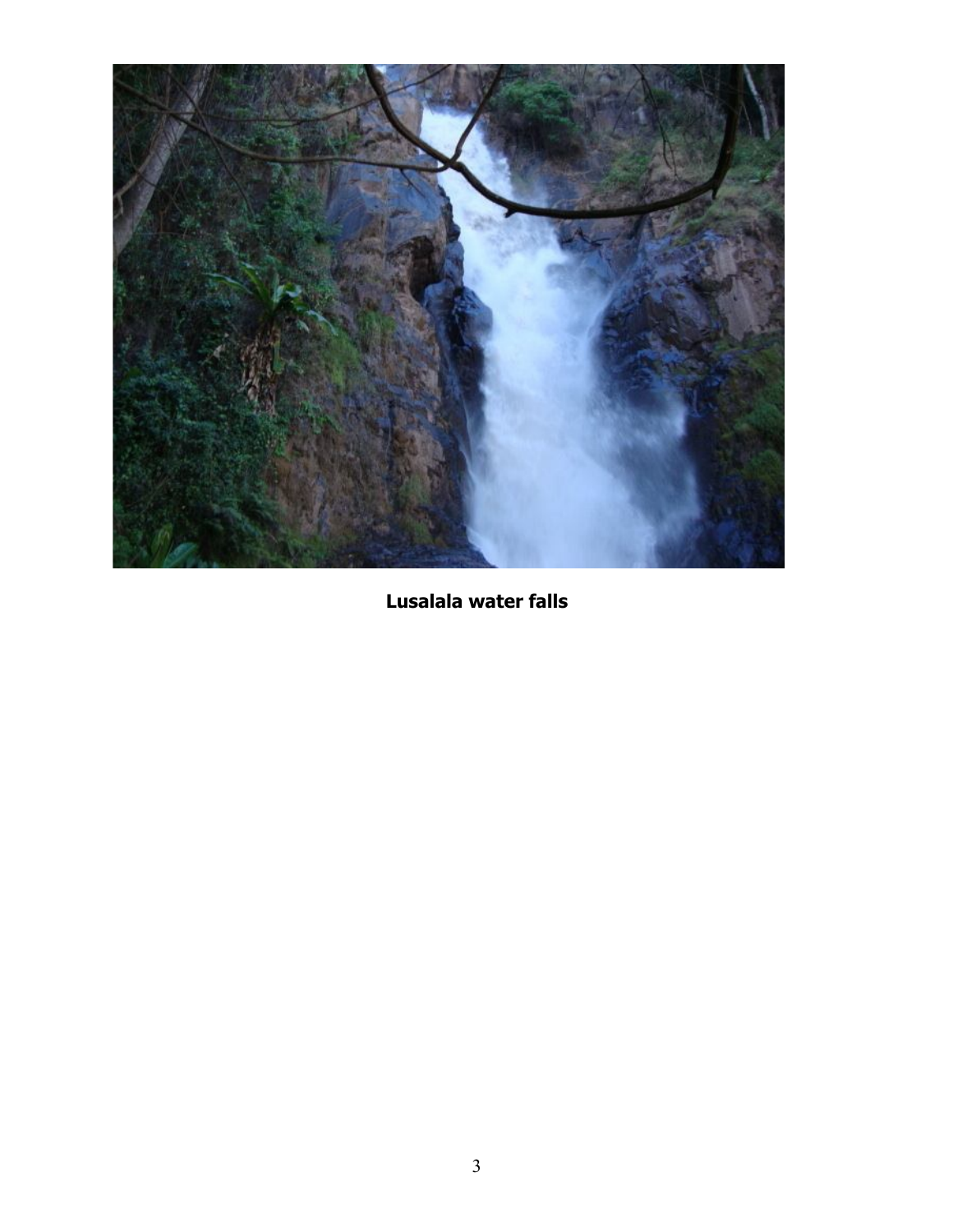**Lusalala water falls**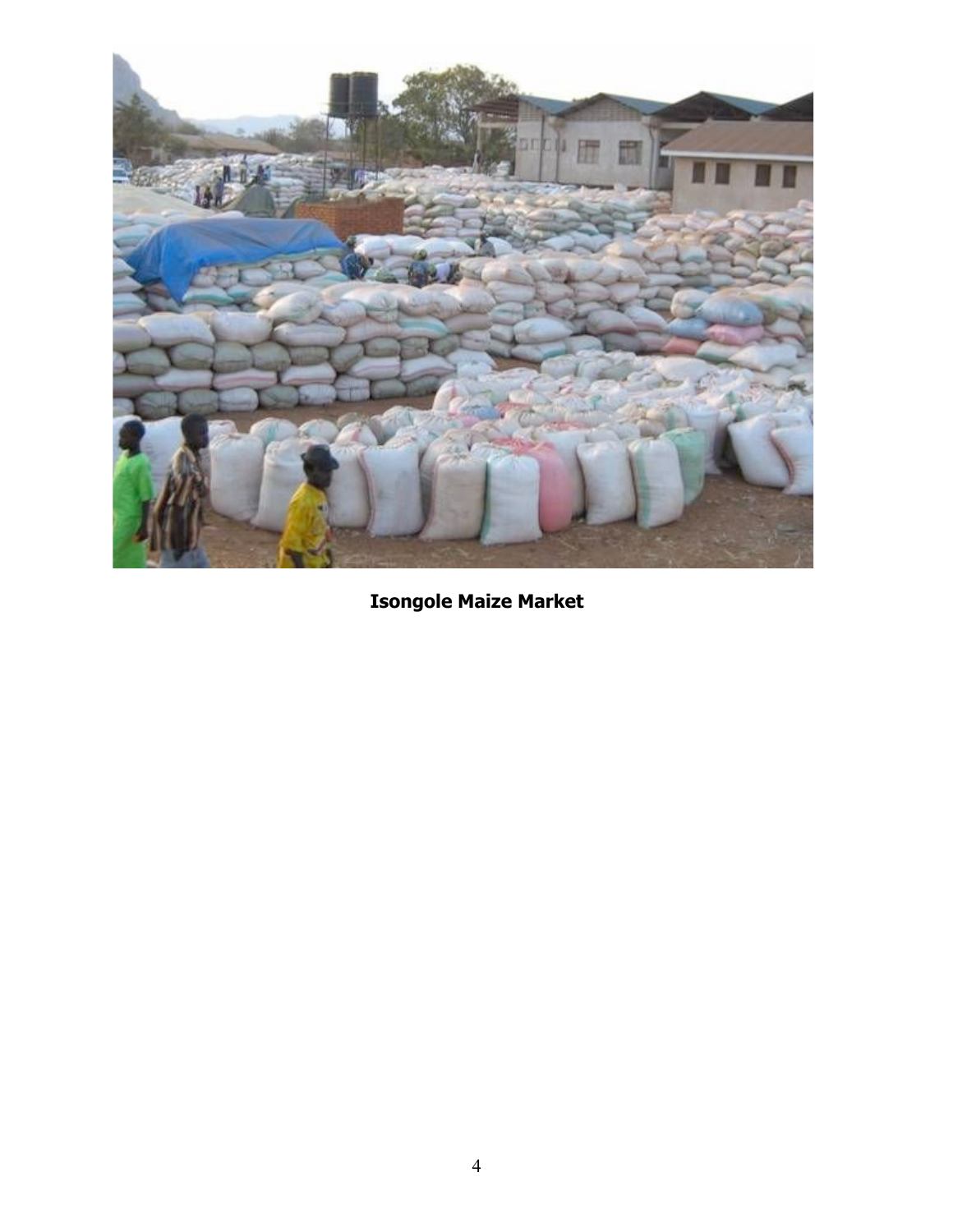**Isongole Maize Market**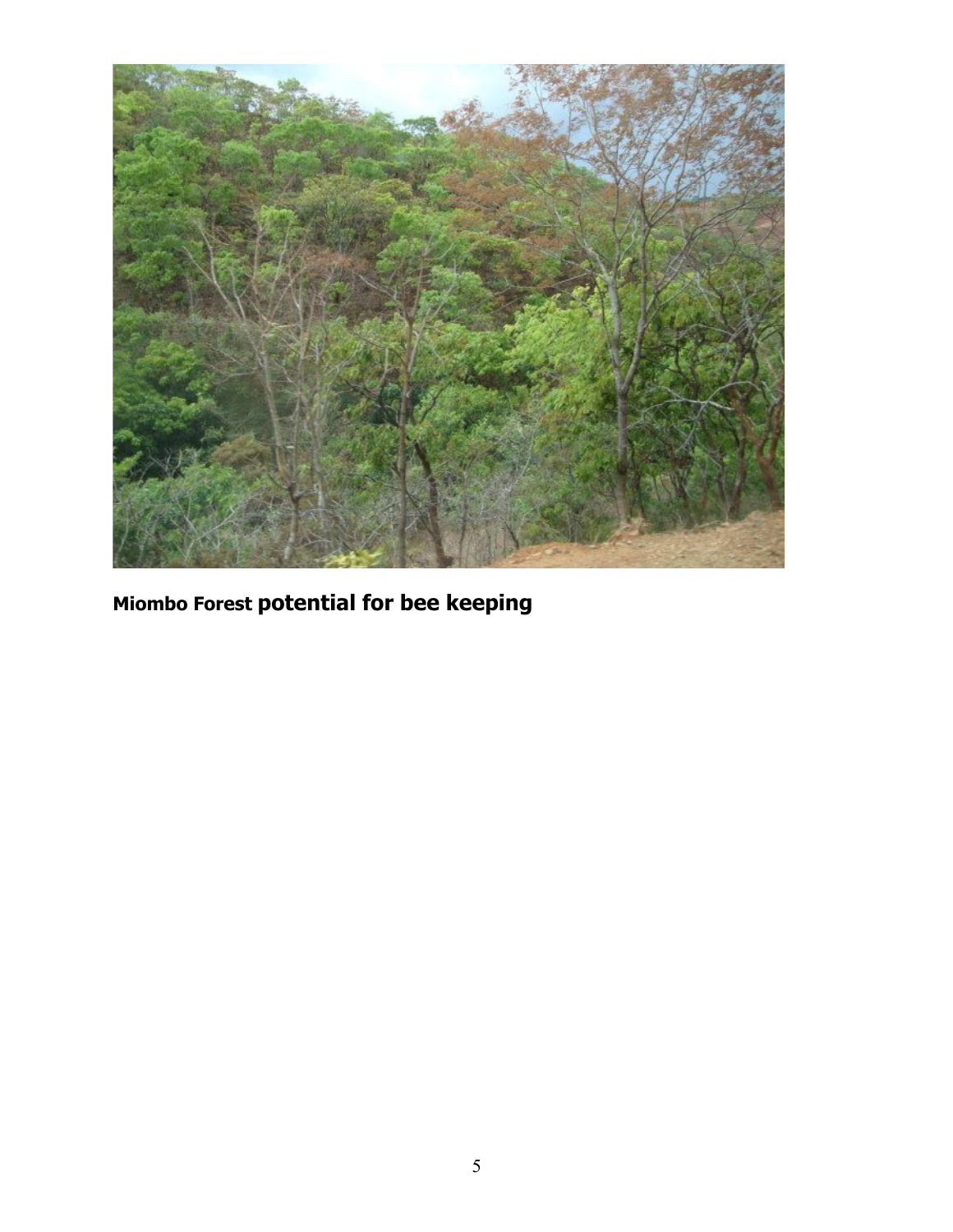**Miombo Forest potential for bee keeping**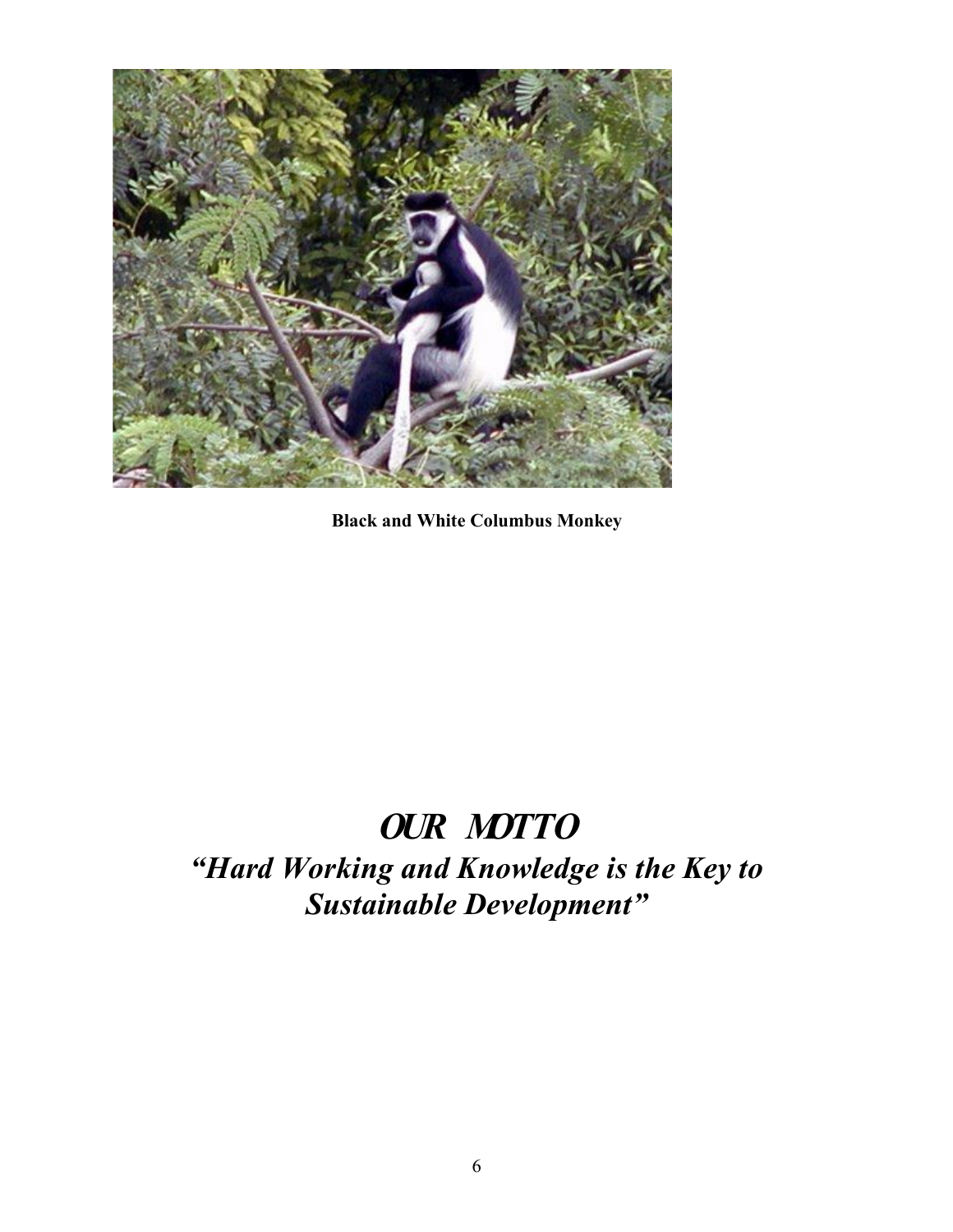**Black and White Columbus Monkey**

# *OUR MOTTO*

## *"Hard Working and Knowledge is the Key to Sustainable Development"*